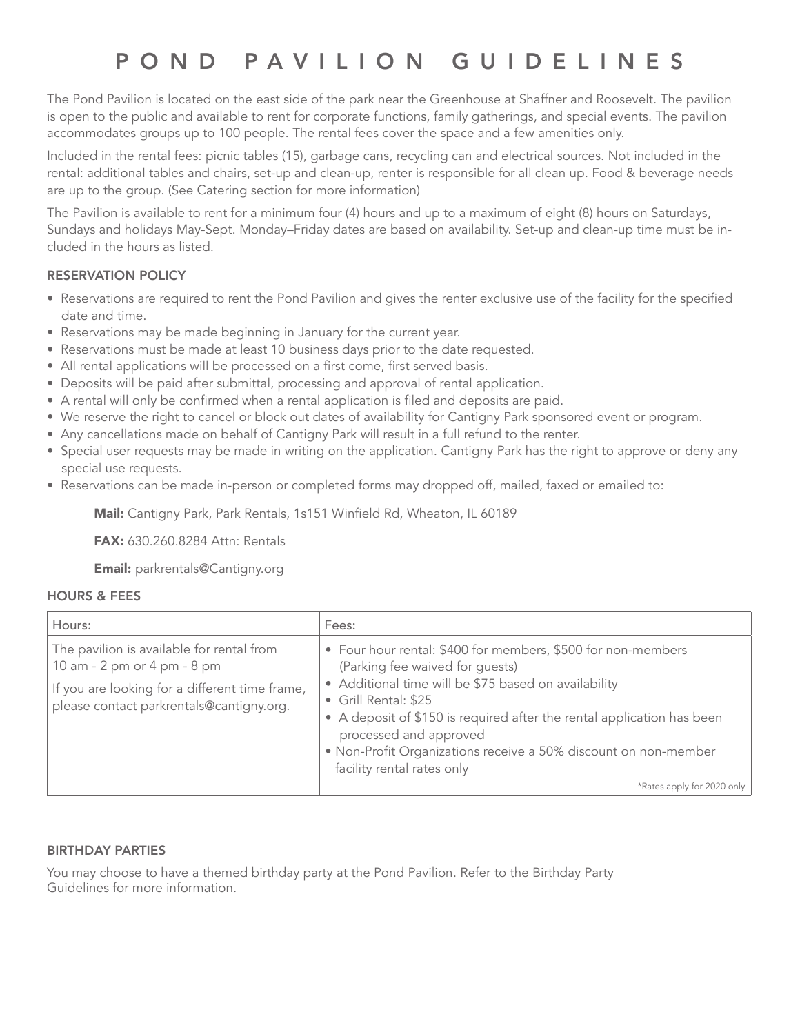# POND PAVILION GUIDELINES

The Pond Pavilion is located on the east side of the park near the Greenhouse at Shaffner and Roosevelt. The pavilion is open to the public and available to rent for corporate functions, family gatherings, and special events. The pavilion accommodates groups up to 100 people. The rental fees cover the space and a few amenities only.

Included in the rental fees: picnic tables (15), garbage cans, recycling can and electrical sources. Not included in the rental: additional tables and chairs, set-up and clean-up, renter is responsible for all clean up. Food & beverage needs are up to the group. (See Catering section for more information)

The Pavilion is available to rent for a minimum four (4) hours and up to a maximum of eight (8) hours on Saturdays, Sundays and holidays May-Sept. Monday–Friday dates are based on availability. Set-up and clean-up time must be included in the hours as listed.

## RESERVATION POLICY

- Reservations are required to rent the Pond Pavilion and gives the renter exclusive use of the facility for the specified date and time.
- Reservations may be made beginning in January for the current year.
- Reservations must be made at least 10 business days prior to the date requested.
- All rental applications will be processed on a first come, first served basis.
- Deposits will be paid after submittal, processing and approval of rental application.
- A rental will only be confirmed when a rental application is filed and deposits are paid.
- We reserve the right to cancel or block out dates of availability for Cantigny Park sponsored event or program.
- Any cancellations made on behalf of Cantigny Park will result in a full refund to the renter.
- Special user requests may be made in writing on the application. Cantigny Park has the right to approve or deny any special use requests.
- Reservations can be made in-person or completed forms may dropped off, mailed, faxed or emailed to:

  **Mail:** Cantigny Park, Park Rentals, 1s151 Winfield Rd, Wheaton, IL 60189

  **FAX:** 630.260.8284 Attn: Rentals

  **Email:** parkrentals@Cantigny.org

## HOURS & FEES

| Hours: | Fees: |
|---|---|
| The pavilion is available for rental from 10 am - 2 pm or 4 pm - 8 pm<br><br>If you are looking for a different time frame, please contact parkrentals@cantigny.org. | • Four hour rental: $400 for members, $500 for non-members (Parking fee waived for guests)<br>• Additional time will be $75 based on availability<br>• Grill Rental: $25<br>• A deposit of $150 is required after the rental application has been processed and approved<br>• Non-Profit Organizations receive a 50% discount on non-member facility rental rates only<br><br>*Rates apply for 2020 only |

## BIRTHDAY PARTIES

You may choose to have a themed birthday party at the Pond Pavilion. Refer to the Birthday Party Guidelines for more information.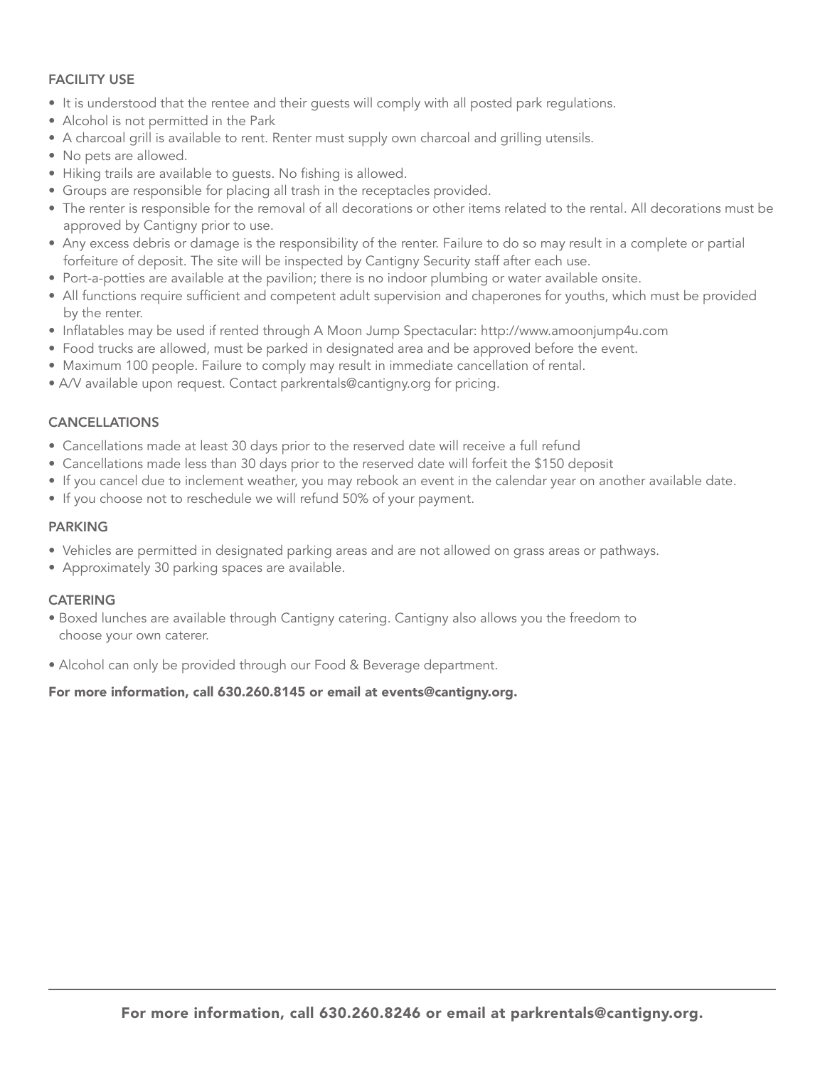## FACILITY USE

- It is understood that the rentee and their guests will comply with all posted park regulations.
- Alcohol is not permitted in the Park
- A charcoal grill is available to rent. Renter must supply own charcoal and grilling utensils.
- No pets are allowed.
- Hiking trails are available to guests. No fishing is allowed.
- Groups are responsible for placing all trash in the receptacles provided.
- The renter is responsible for the removal of all decorations or other items related to the rental. All decorations must be approved by Cantigny prior to use.
- Any excess debris or damage is the responsibility of the renter. Failure to do so may result in a complete or partial forfeiture of deposit. The site will be inspected by Cantigny Security staff after each use.
- Port-a-potties are available at the pavilion; there is no indoor plumbing or water available onsite.
- All functions require sufficient and competent adult supervision and chaperones for youths, which must be provided by the renter.
- Inflatables may be used if rented through A Moon Jump Spectacular: http://www.amoonjump4u.com
- Food trucks are allowed, must be parked in designated area and be approved before the event.
- Maximum 100 people. Failure to comply may result in immediate cancellation of rental.
- A/V available upon request. Contact parkrentals@cantigny.org for pricing.

## CANCELLATIONS

- Cancellations made at least 30 days prior to the reserved date will receive a full refund
- Cancellations made less than 30 days prior to the reserved date will forfeit the $150 deposit
- If you cancel due to inclement weather, you may rebook an event in the calendar year on another available date.
- If you choose not to reschedule we will refund 50% of your payment.

## PARKING

- Vehicles are permitted in designated parking areas and are not allowed on grass areas or pathways.
- Approximately 30 parking spaces are available.

## CATERING

- Boxed lunches are available through Cantigny catering. Cantigny also allows you the freedom to choose your own caterer.
- Alcohol can only be provided through our Food & Beverage department.

**For more information, call 630.260.8145 or email at events@cantigny.org.**

**For more information, call 630.260.8246 or email at parkrentals@cantigny.org.**